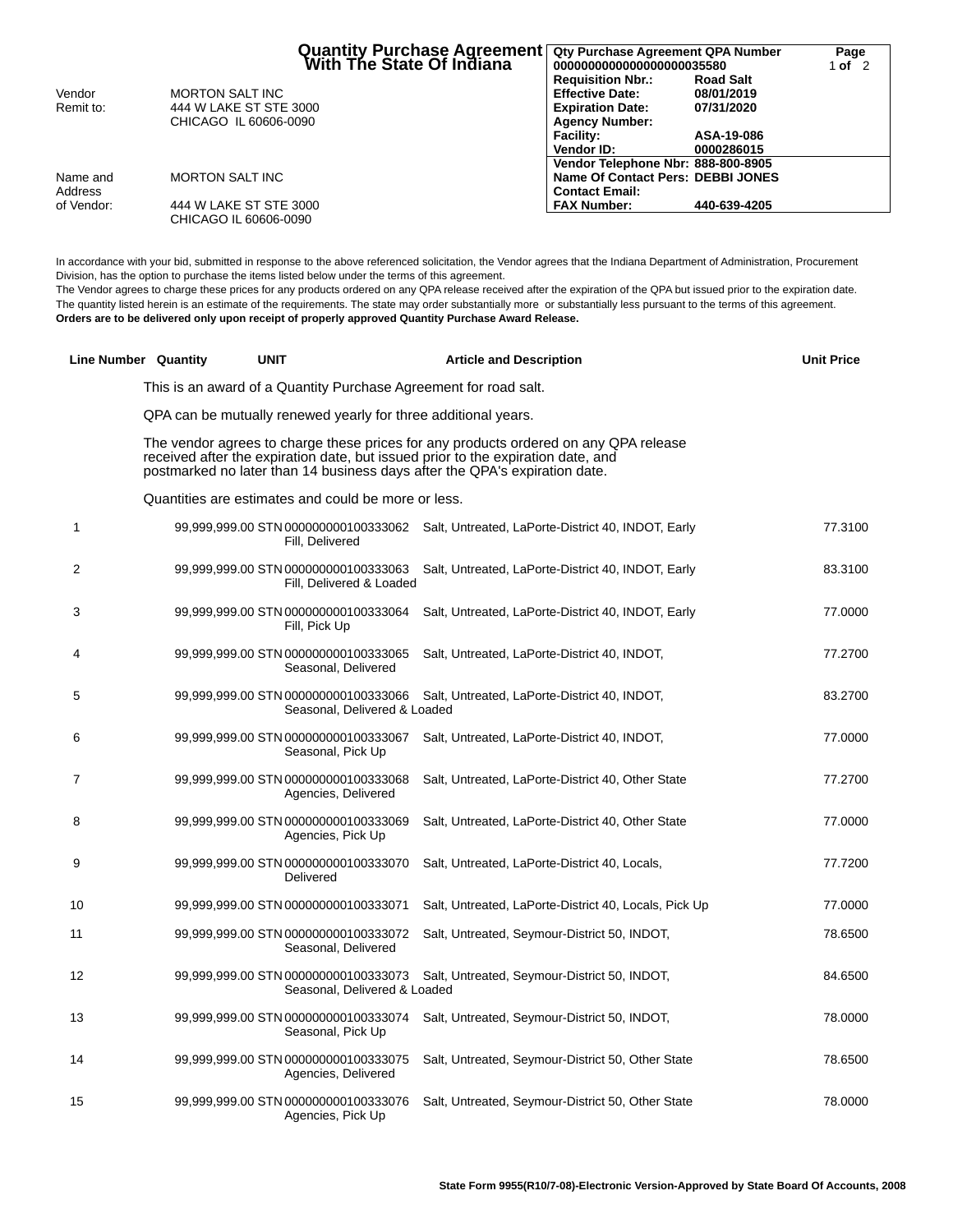# Quantity Purchase Agreement With The State Of Indiana

| Qty Purchase Agreement QPA Number | | Page |
|---|---|---|
| 0000000000000000000035580 | | 1 of 2 |
| Requisition Nbr.: | Road Salt | |
| Effective Date: | 08/01/2019 | |
| Expiration Date: | 07/31/2020 | |
| Agency Number: | | |
| Facility: | ASA-19-086 | |
| Vendor ID: | 0000286015 | |
| Vendor Telephone Nbr: | 888-800-8905 | |
| Name Of Contact Pers: | DEBBI JONES | |
| Contact Email: | | |
| FAX Number: | 440-639-4205 | |

Vendor Remit to: MORTON SALT INC
444 W LAKE ST STE 3000
CHICAGO IL 60606-0090

Name and Address of Vendor: MORTON SALT INC
444 W LAKE ST STE 3000
CHICAGO IL 60606-0090

In accordance with your bid, submitted in response to the above referenced solicitation, the Vendor agrees that the Indiana Department of Administration, Procurement Division, has the option to purchase the items listed below under the terms of this agreement.
The Vendor agrees to charge these prices for any products ordered on any QPA release received after the expiration of the QPA but issued prior to the expiration date.
The quantity listed herein is an estimate of the requirements. The state may order substantially more or substantially less pursuant to the terms of this agreement.
**Orders are to be delivered only upon receipt of properly approved Quantity Purchase Award Release.**

This is an award of a Quantity Purchase Agreement for road salt.

QPA can be mutually renewed yearly for three additional years.

The vendor agrees to charge these prices for any products ordered on any QPA release received after the expiration date, but issued prior to the expiration date, and postmarked no later than 14 business days after the QPA's expiration date.

Quantities are estimates and could be more or less.

| Line Number | Quantity | UNIT | Article and Description | Unit Price |
|---|---|---|---|---|
| 1 | 99,999,999.00 | STN | 000000000100333062 Salt, Untreated, LaPorte-District 40, INDOT, Early Fill, Delivered | 77.3100 |
| 2 | 99,999,999.00 | STN | 000000000100333063 Salt, Untreated, LaPorte-District 40, INDOT, Early Fill, Delivered & Loaded | 83.3100 |
| 3 | 99,999,999.00 | STN | 000000000100333064 Salt, Untreated, LaPorte-District 40, INDOT, Early Fill, Pick Up | 77.0000 |
| 4 | 99,999,999.00 | STN | 000000000100333065 Salt, Untreated, LaPorte-District 40, INDOT, Seasonal, Delivered | 77.2700 |
| 5 | 99,999,999.00 | STN | 000000000100333066 Salt, Untreated, LaPorte-District 40, INDOT, Seasonal, Delivered & Loaded | 83.2700 |
| 6 | 99,999,999.00 | STN | 000000000100333067 Salt, Untreated, LaPorte-District 40, INDOT, Seasonal, Pick Up | 77.0000 |
| 7 | 99,999,999.00 | STN | 000000000100333068 Salt, Untreated, LaPorte-District 40, Other State Agencies, Delivered | 77.2700 |
| 8 | 99,999,999.00 | STN | 000000000100333069 Salt, Untreated, LaPorte-District 40, Other State Agencies, Pick Up | 77.0000 |
| 9 | 99,999,999.00 | STN | 000000000100333070 Salt, Untreated, LaPorte-District 40, Locals, Delivered | 77.7200 |
| 10 | 99,999,999.00 | STN | 000000000100333071 Salt, Untreated, LaPorte-District 40, Locals, Pick Up | 77.0000 |
| 11 | 99,999,999.00 | STN | 000000000100333072 Salt, Untreated, Seymour-District 50, INDOT, Seasonal, Delivered | 78.6500 |
| 12 | 99,999,999.00 | STN | 000000000100333073 Salt, Untreated, Seymour-District 50, INDOT, Seasonal, Delivered & Loaded | 84.6500 |
| 13 | 99,999,999.00 | STN | 000000000100333074 Salt, Untreated, Seymour-District 50, INDOT, Seasonal, Pick Up | 78.0000 |
| 14 | 99,999,999.00 | STN | 000000000100333075 Salt, Untreated, Seymour-District 50, Other State Agencies, Delivered | 78.6500 |
| 15 | 99,999,999.00 | STN | 000000000100333076 Salt, Untreated, Seymour-District 50, Other State Agencies, Pick Up | 78.0000 |

**State Form 9955(R10/7-08)-Electronic Version-Approved by State Board Of Accounts, 2008**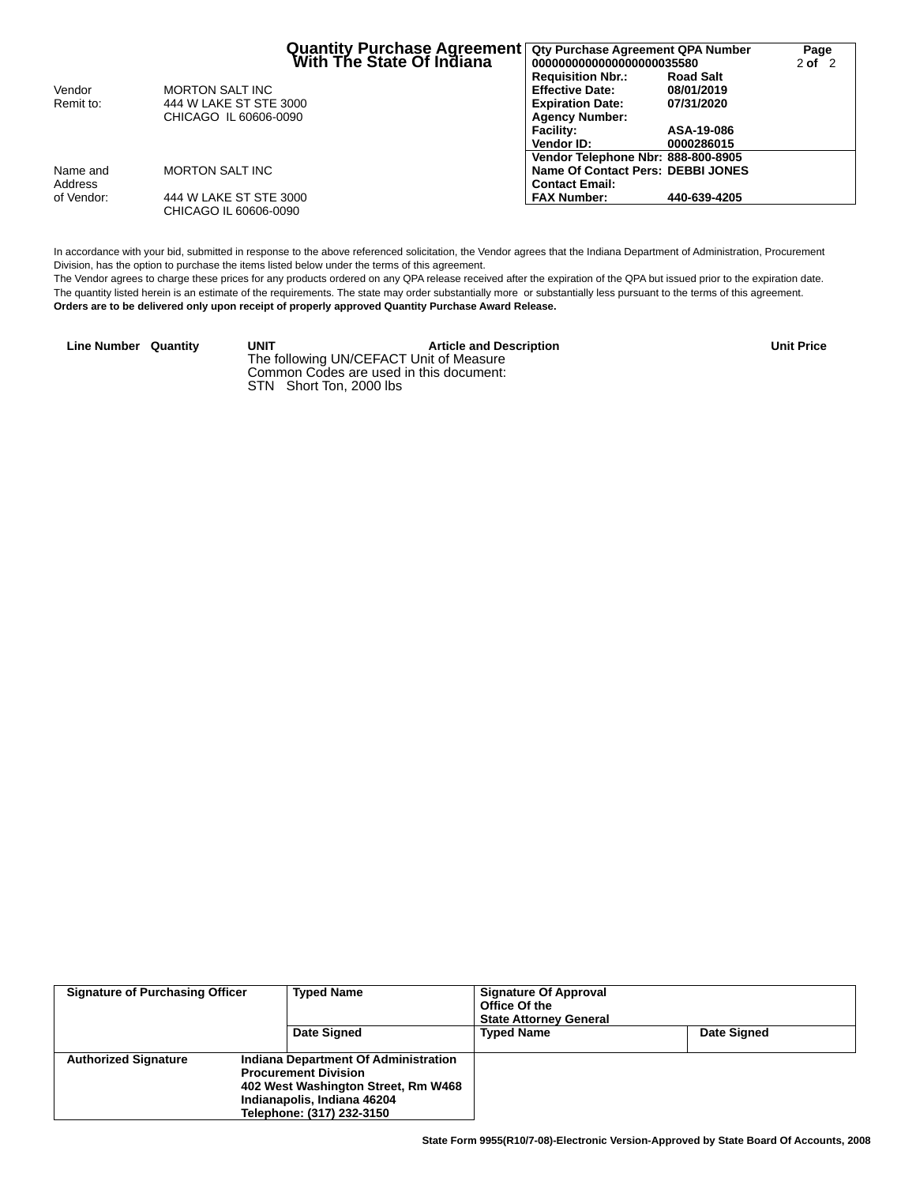# Quantity Purchase Agreement With The State Of Indiana

| | |
|---|---|
| Vendor Remit to: | MORTON SALT INC<br>444 W LAKE ST STE 3000<br>CHICAGO IL 60606-0090 |
| Name and Address of Vendor: | MORTON SALT INC<br>444 W LAKE ST STE 3000<br>CHICAGO IL 60606-0090 |

| | |
|---|---|
| **Qty Purchase Agreement QPA Number** | **Page** 2 **of** 2 |
| **0000000000000000000035580** | |
| **Requisition Nbr.:** | **Road Salt** |
| **Effective Date:** | **08/01/2019** |
| **Expiration Date:** | **07/31/2020** |
| **Agency Number:** | |
| **Facility:** | **ASA-19-086** |
| **Vendor ID:** | **0000286015** |
| **Vendor Telephone Nbr:** | **888-800-8905** |
| **Name Of Contact Pers:** | **DEBBI JONES** |
| **Contact Email:** | |
| **FAX Number:** | **440-639-4205** |

In accordance with your bid, submitted in response to the above referenced solicitation, the Vendor agrees that the Indiana Department of Administration, Procurement Division, has the option to purchase the items listed below under the terms of this agreement.
The Vendor agrees to charge these prices for any products ordered on any QPA release received after the expiration of the QPA but issued prior to the expiration date.
The quantity listed herein is an estimate of the requirements. The state may order substantially more or substantially less pursuant to the terms of this agreement.
**Orders are to be delivered only upon receipt of properly approved Quantity Purchase Award Release.**

| Line Number | Quantity | UNIT | Article and Description | Unit Price |
|---|---|---|---|---|
| | | The following UN/CEFACT Unit of Measure Common Codes are used in this document:<br>STN Short Ton, 2000 lbs | | |

| | | | |
|---|---|---|---|
| **Signature of Purchasing Officer** | **Typed Name** | **Signature Of Approval Office Of the State Attorney General** | |
| | **Date Signed** | **Typed Name** | **Date Signed** |
| **Authorized Signature** | **Indiana Department Of Administration<br>Procurement Division<br>402 West Washington Street, Rm W468<br>Indianapolis, Indiana 46204<br>Telephone: (317) 232-3150** | | |

**State Form 9955(R10/7-08)-Electronic Version-Approved by State Board Of Accounts, 2008**